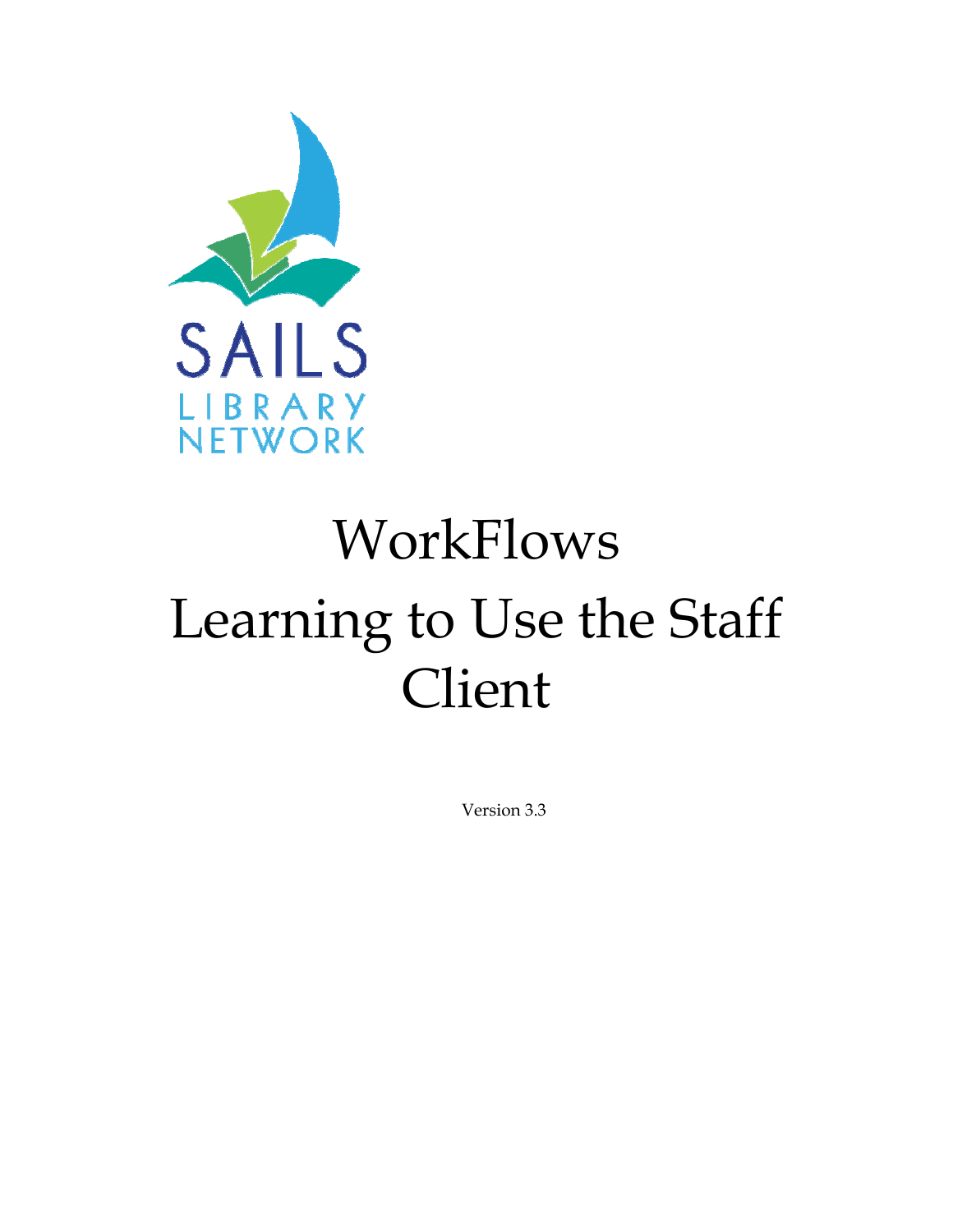SAILS
LIBRARY
NETWORK

# WorkFlows
# Learning to Use the Staff Client

Version 3.3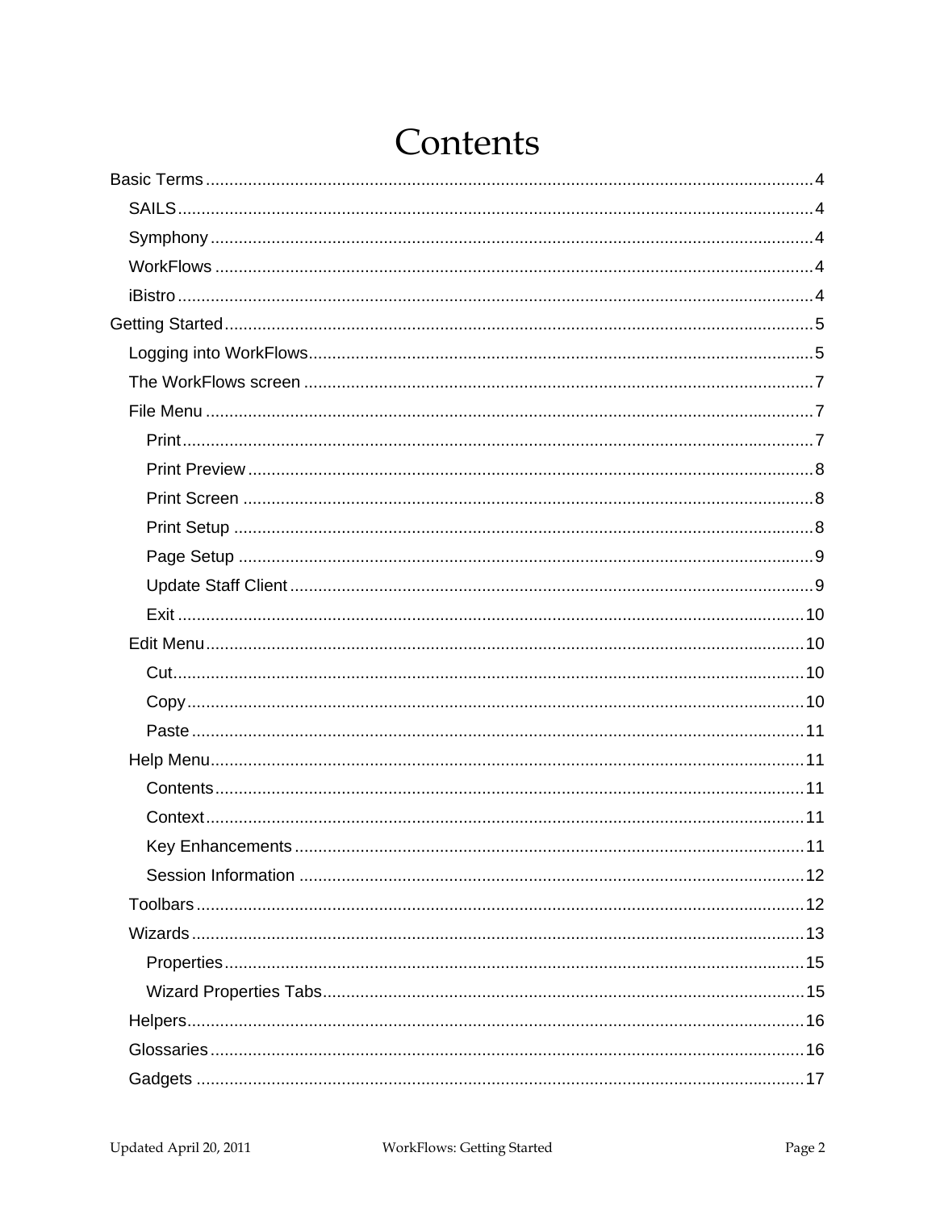# Contents

- Basic Terms ..... 4
  - SAILS ..... 4
  - Symphony ..... 4
  - WorkFlows ..... 4
  - iBistro ..... 4
- Getting Started ..... 5
  - Logging into WorkFlows ..... 5
  - The WorkFlows screen ..... 7
  - File Menu ..... 7
    - Print ..... 7
    - Print Preview ..... 8
    - Print Screen ..... 8
    - Print Setup ..... 8
    - Page Setup ..... 9
    - Update Staff Client ..... 9
    - Exit ..... 10
  - Edit Menu ..... 10
    - Cut ..... 10
    - Copy ..... 10
    - Paste ..... 11
  - Help Menu ..... 11
    - Contents ..... 11
    - Context ..... 11
    - Key Enhancements ..... 11
    - Session Information ..... 12
  - Toolbars ..... 12
  - Wizards ..... 13
    - Properties ..... 15
    - Wizard Properties Tabs ..... 15
  - Helpers ..... 16
  - Glossaries ..... 16
  - Gadgets ..... 17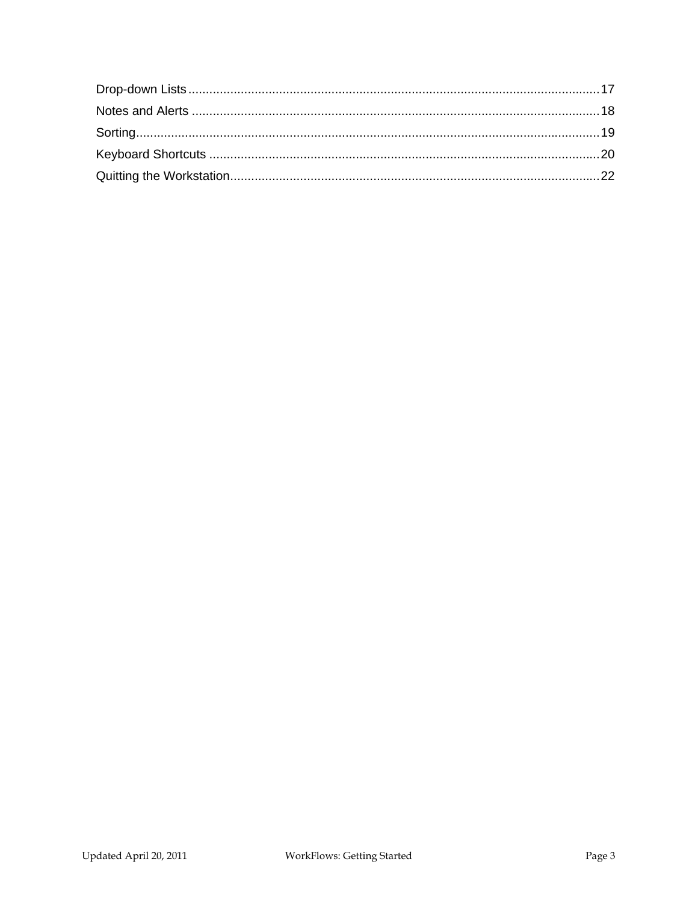Drop-down Lists.....................................................................................................................17

Notes and Alerts ....................................................................................................................18

Sorting....................................................................................................................................19

Keyboard Shortcuts ...............................................................................................................20

Quitting the Workstation........................................................................................................22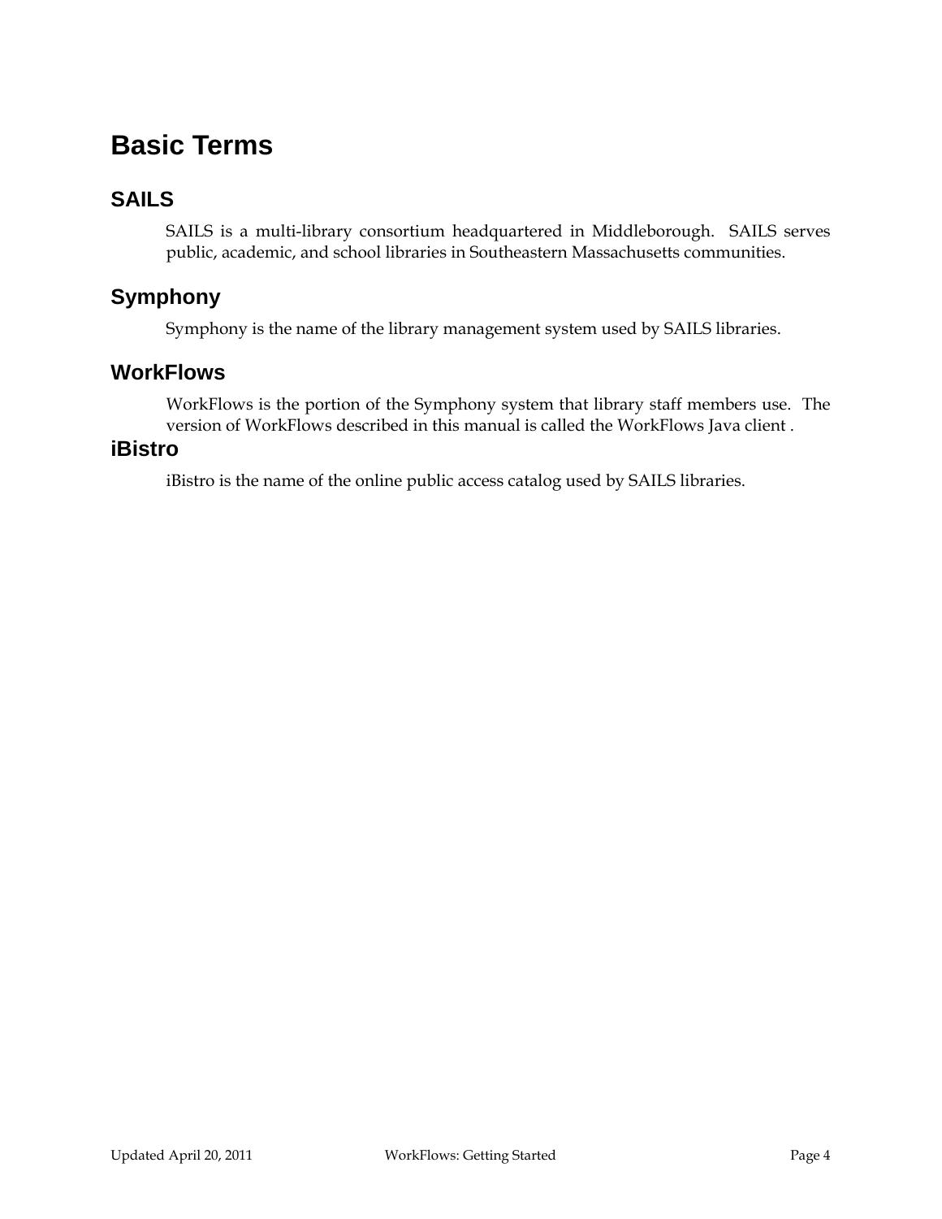# Basic Terms

## SAILS

SAILS is a multi-library consortium headquartered in Middleborough. SAILS serves public, academic, and school libraries in Southeastern Massachusetts communities.

## Symphony

Symphony is the name of the library management system used by SAILS libraries.

## WorkFlows

WorkFlows is the portion of the Symphony system that library staff members use. The version of WorkFlows described in this manual is called the WorkFlows Java client .

## iBistro

iBistro is the name of the online public access catalog used by SAILS libraries.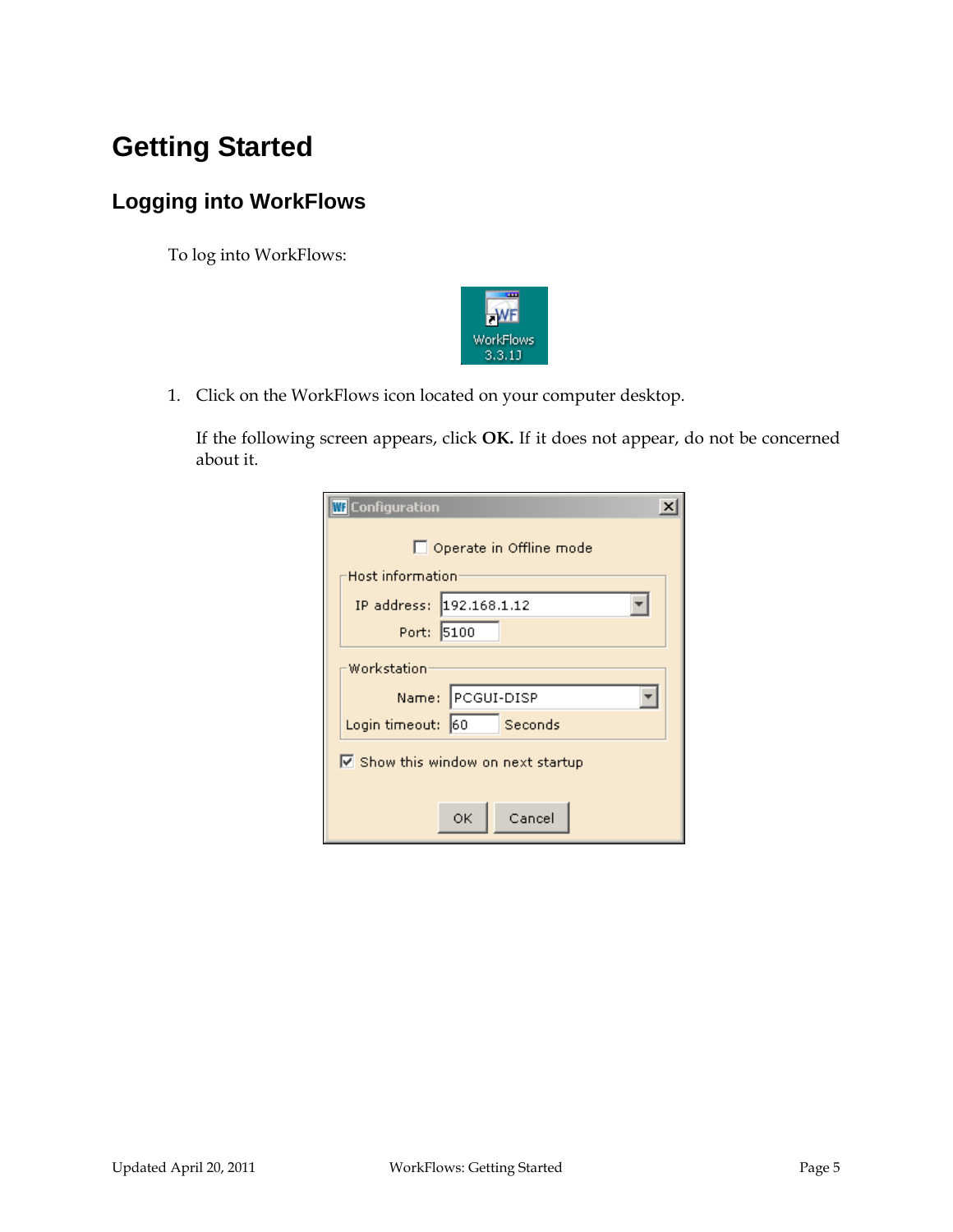# Getting Started

## Logging into WorkFlows

To log into WorkFlows:

1. Click on the WorkFlows icon located on your computer desktop.

   If the following screen appears, click **OK.** If it does not appear, do not be concerned about it.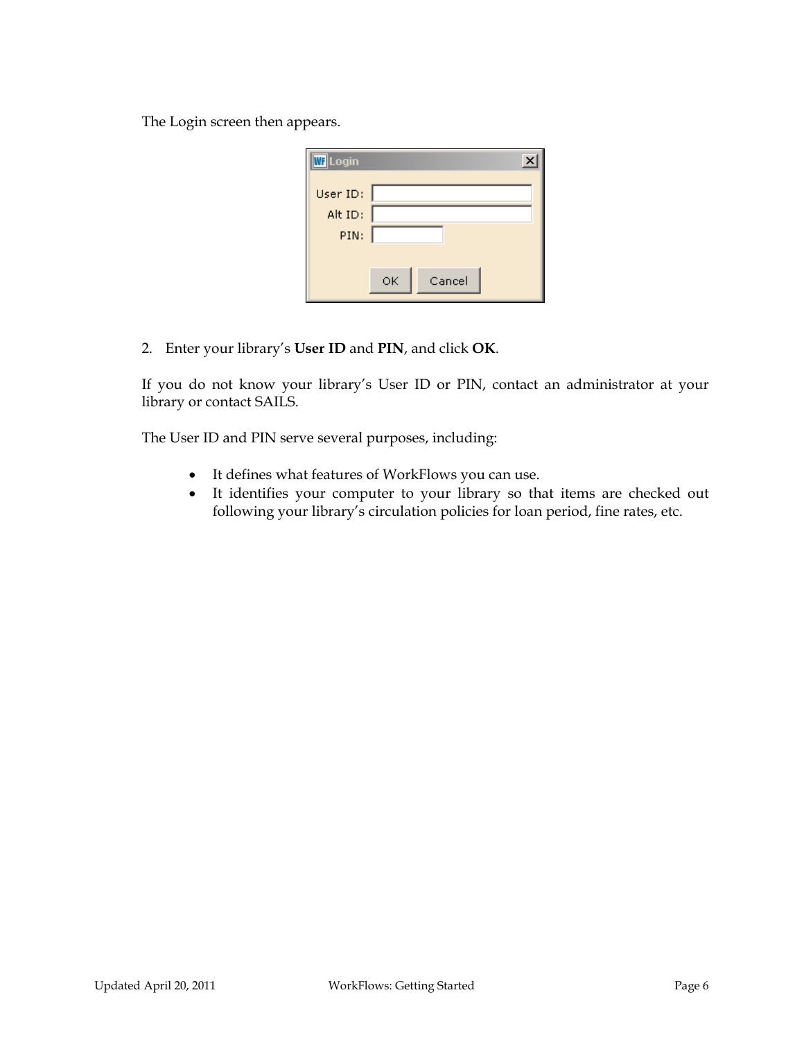The Login screen then appears.

2. Enter your library's **User ID** and **PIN**, and click **OK**.

If you do not know your library's User ID or PIN, contact an administrator at your library or contact SAILS.

The User ID and PIN serve several purposes, including:

- It defines what features of WorkFlows you can use.
- It identifies your computer to your library so that items are checked out following your library's circulation policies for loan period, fine rates, etc.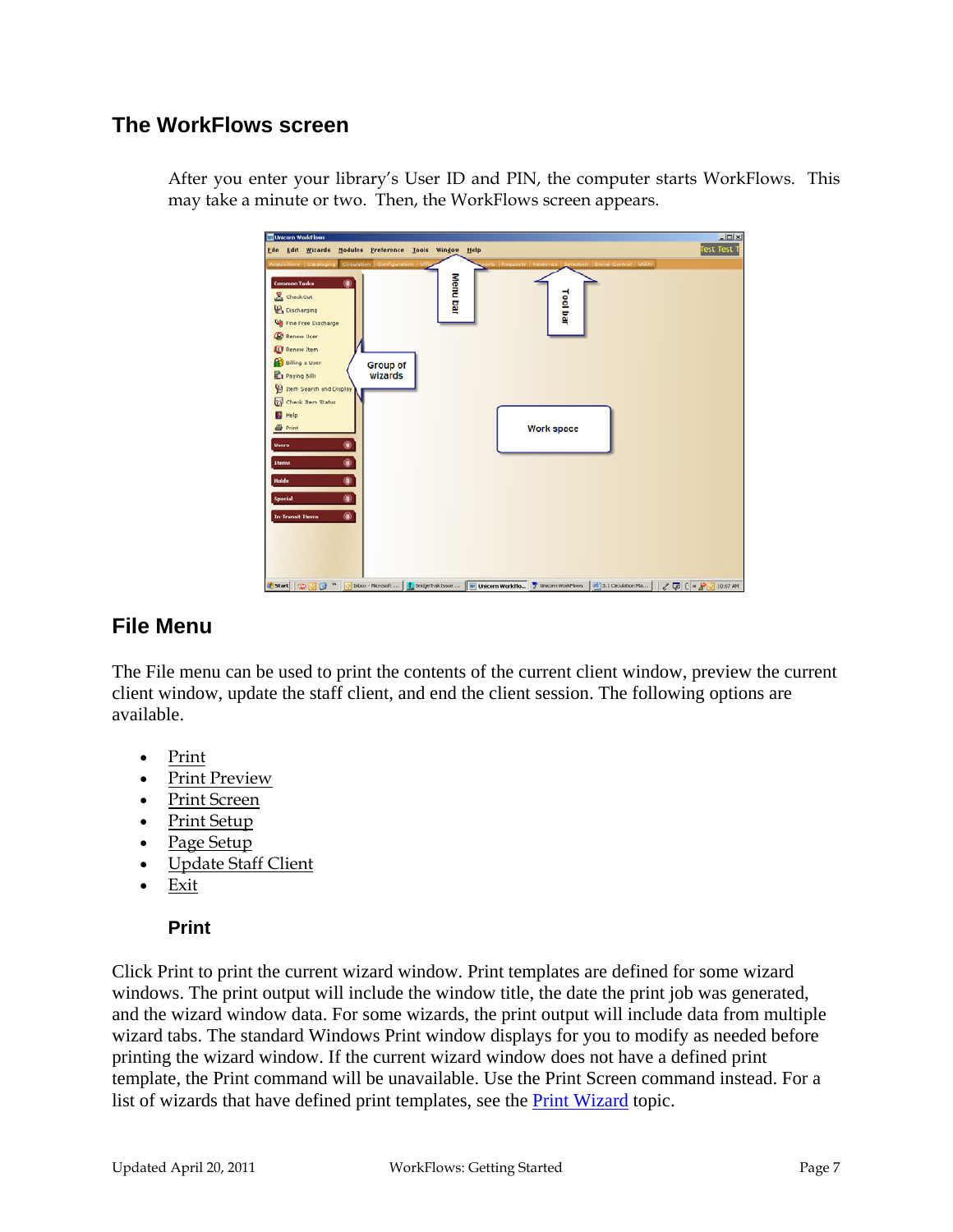## The WorkFlows screen

After you enter your library's User ID and PIN, the computer starts WorkFlows. This may take a minute or two. Then, the WorkFlows screen appears.

## File Menu

The File menu can be used to print the contents of the current client window, preview the current client window, update the staff client, and end the client session. The following options are available.

- Print
- Print Preview
- Print Screen
- Print Setup
- Page Setup
- Update Staff Client
- Exit

### Print

Click Print to print the current wizard window. Print templates are defined for some wizard windows. The print output will include the window title, the date the print job was generated, and the wizard window data. For some wizards, the print output will include data from multiple wizard tabs. The standard Windows Print window displays for you to modify as needed before printing the wizard window. If the current wizard window does not have a defined print template, the Print command will be unavailable. Use the Print Screen command instead. For a list of wizards that have defined print templates, see the Print Wizard topic.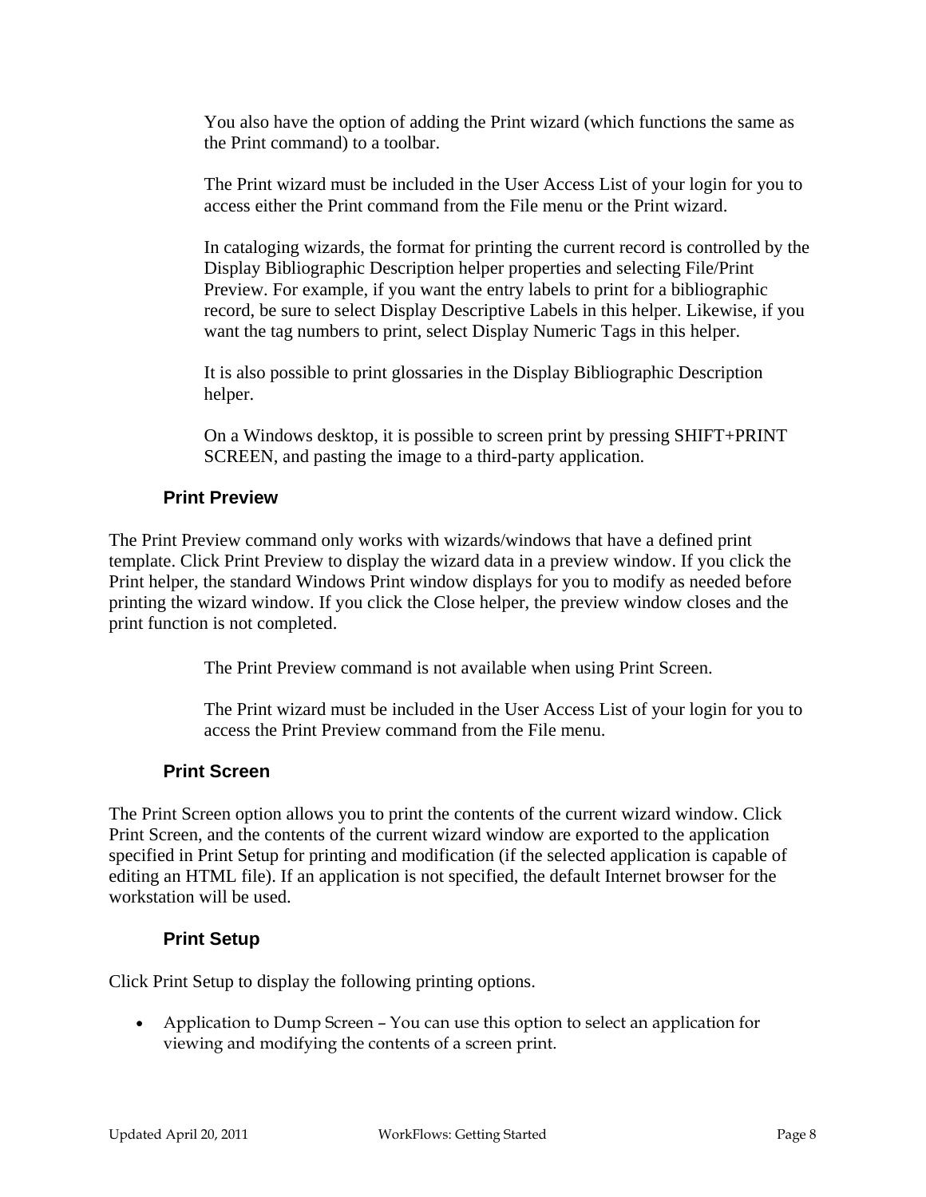You also have the option of adding the Print wizard (which functions the same as the Print command) to a toolbar.

The Print wizard must be included in the User Access List of your login for you to access either the Print command from the File menu or the Print wizard.

In cataloging wizards, the format for printing the current record is controlled by the Display Bibliographic Description helper properties and selecting File/Print Preview. For example, if you want the entry labels to print for a bibliographic record, be sure to select Display Descriptive Labels in this helper. Likewise, if you want the tag numbers to print, select Display Numeric Tags in this helper.

It is also possible to print glossaries in the Display Bibliographic Description helper.

On a Windows desktop, it is possible to screen print by pressing SHIFT+PRINT SCREEN, and pasting the image to a third-party application.

### Print Preview

The Print Preview command only works with wizards/windows that have a defined print template. Click Print Preview to display the wizard data in a preview window. If you click the Print helper, the standard Windows Print window displays for you to modify as needed before printing the wizard window. If you click the Close helper, the preview window closes and the print function is not completed.

The Print Preview command is not available when using Print Screen.

The Print wizard must be included in the User Access List of your login for you to access the Print Preview command from the File menu.

### Print Screen

The Print Screen option allows you to print the contents of the current wizard window. Click Print Screen, and the contents of the current wizard window are exported to the application specified in Print Setup for printing and modification (if the selected application is capable of editing an HTML file). If an application is not specified, the default Internet browser for the workstation will be used.

### Print Setup

Click Print Setup to display the following printing options.

- Application to Dump Screen – You can use this option to select an application for viewing and modifying the contents of a screen print.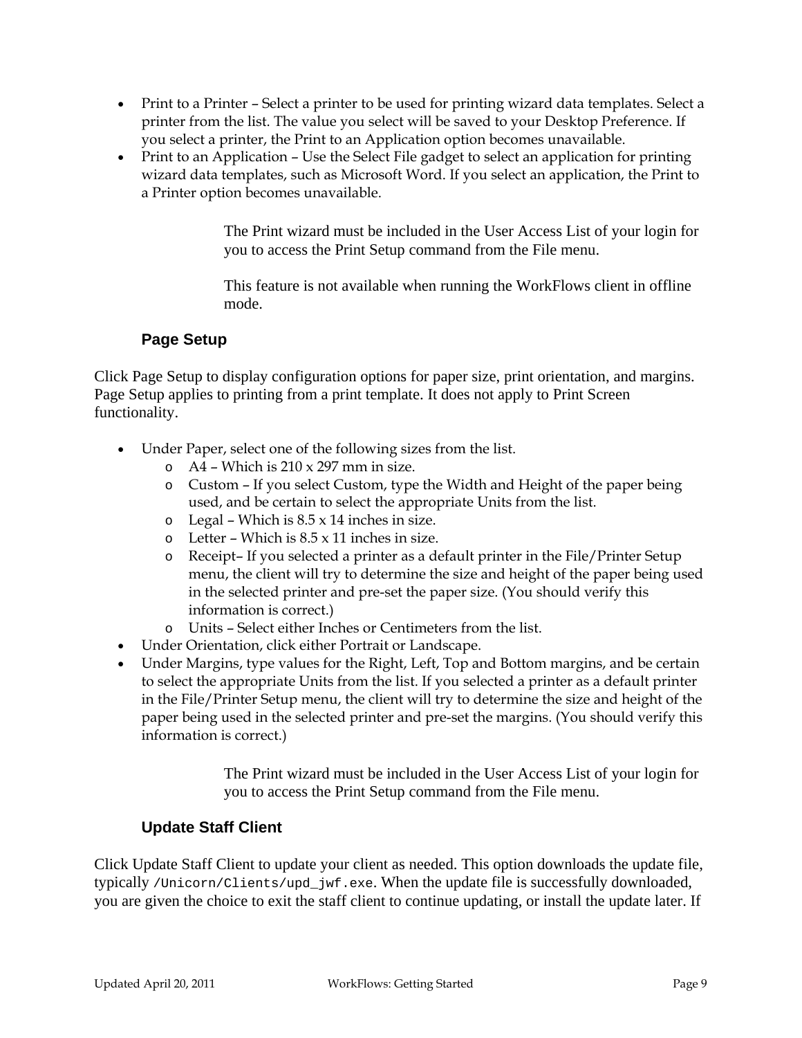- Print to a Printer – Select a printer to be used for printing wizard data templates. Select a printer from the list. The value you select will be saved to your Desktop Preference. If you select a printer, the Print to an Application option becomes unavailable.
- Print to an Application – Use the Select File gadget to select an application for printing wizard data templates, such as Microsoft Word. If you select an application, the Print to a Printer option becomes unavailable.

The Print wizard must be included in the User Access List of your login for you to access the Print Setup command from the File menu.

This feature is not available when running the WorkFlows client in offline mode.

### Page Setup

Click Page Setup to display configuration options for paper size, print orientation, and margins. Page Setup applies to printing from a print template. It does not apply to Print Screen functionality.

- Under Paper, select one of the following sizes from the list.
  - A4 – Which is 210 x 297 mm in size.
  - Custom – If you select Custom, type the Width and Height of the paper being used, and be certain to select the appropriate Units from the list.
  - Legal – Which is 8.5 x 14 inches in size.
  - Letter – Which is 8.5 x 11 inches in size.
  - Receipt– If you selected a printer as a default printer in the File/Printer Setup menu, the client will try to determine the size and height of the paper being used in the selected printer and pre-set the paper size. (You should verify this information is correct.)
  - Units – Select either Inches or Centimeters from the list.
- Under Orientation, click either Portrait or Landscape.
- Under Margins, type values for the Right, Left, Top and Bottom margins, and be certain to select the appropriate Units from the list. If you selected a printer as a default printer in the File/Printer Setup menu, the client will try to determine the size and height of the paper being used in the selected printer and pre-set the margins. (You should verify this information is correct.)

The Print wizard must be included in the User Access List of your login for you to access the Print Setup command from the File menu.

### Update Staff Client

Click Update Staff Client to update your client as needed. This option downloads the update file, typically `/Unicorn/Clients/upd_jwf.exe`. When the update file is successfully downloaded, you are given the choice to exit the staff client to continue updating, or install the update later. If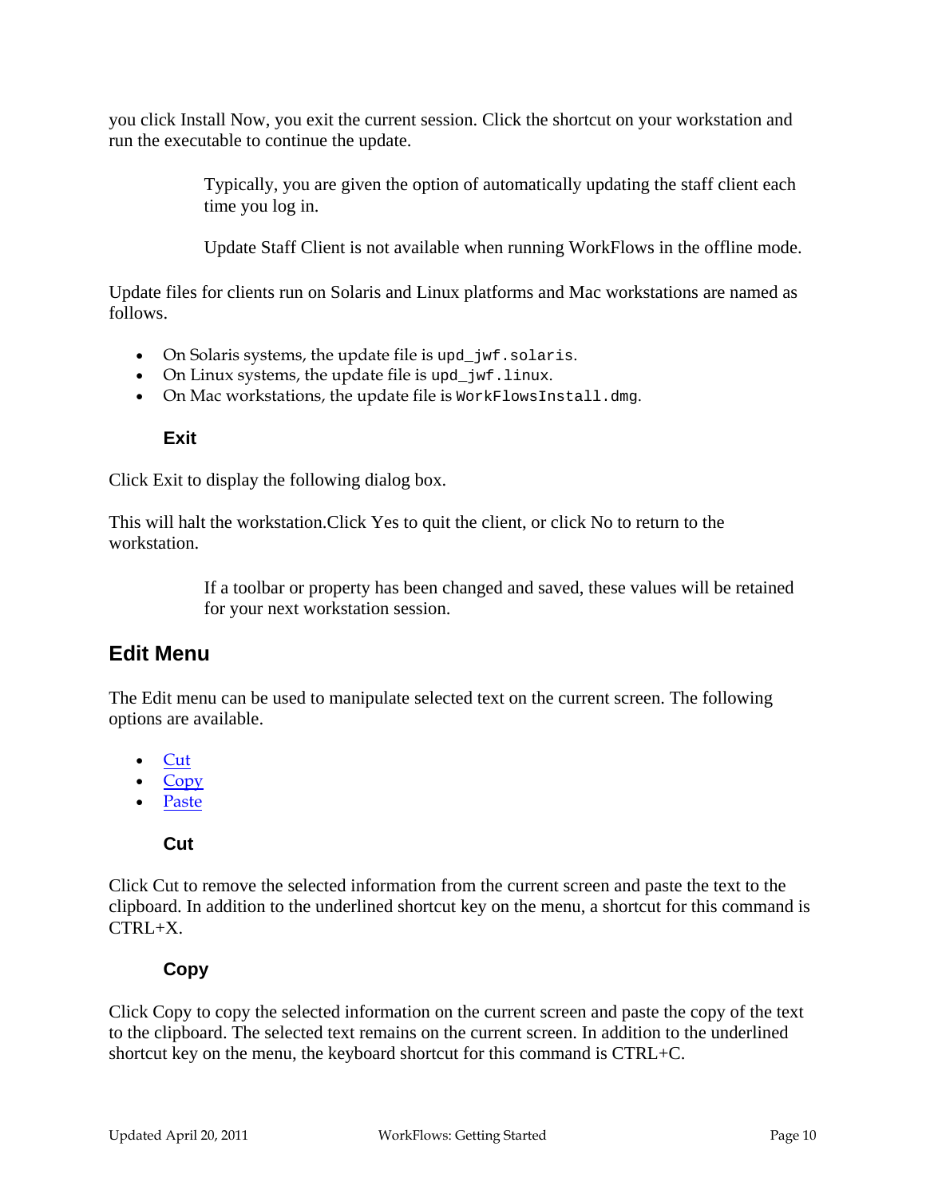you click Install Now, you exit the current session. Click the shortcut on your workstation and run the executable to continue the update.

> Typically, you are given the option of automatically updating the staff client each time you log in.
>
> Update Staff Client is not available when running WorkFlows in the offline mode.

Update files for clients run on Solaris and Linux platforms and Mac workstations are named as follows.

- On Solaris systems, the update file is `upd_jwf.solaris`.
- On Linux systems, the update file is `upd_jwf.linux`.
- On Mac workstations, the update file is `WorkFlowsInstall.dmg`.

### Exit

Click Exit to display the following dialog box.

This will halt the workstation.Click Yes to quit the client, or click No to return to the workstation.

> If a toolbar or property has been changed and saved, these values will be retained for your next workstation session.

## Edit Menu

The Edit menu can be used to manipulate selected text on the current screen. The following options are available.

- Cut
- Copy
- Paste

### Cut

Click Cut to remove the selected information from the current screen and paste the text to the clipboard. In addition to the underlined shortcut key on the menu, a shortcut for this command is CTRL+X.

### Copy

Click Copy to copy the selected information on the current screen and paste the copy of the text to the clipboard. The selected text remains on the current screen. In addition to the underlined shortcut key on the menu, the keyboard shortcut for this command is CTRL+C.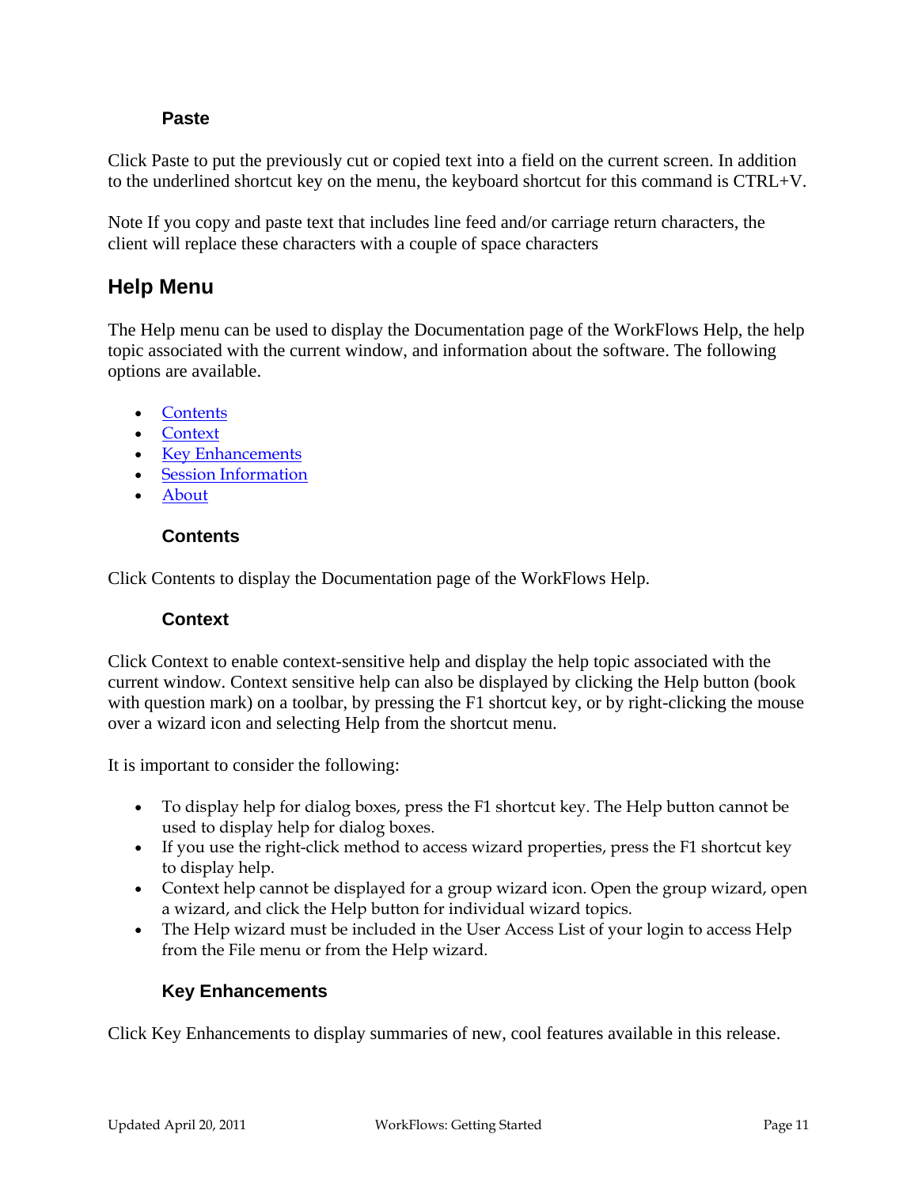### Paste

Click Paste to put the previously cut or copied text into a field on the current screen. In addition to the underlined shortcut key on the menu, the keyboard shortcut for this command is CTRL+V.

Note If you copy and paste text that includes line feed and/or carriage return characters, the client will replace these characters with a couple of space characters

## Help Menu

The Help menu can be used to display the Documentation page of the WorkFlows Help, the help topic associated with the current window, and information about the software. The following options are available.

- Contents
- Context
- Key Enhancements
- Session Information
- About

### Contents

Click Contents to display the Documentation page of the WorkFlows Help.

### Context

Click Context to enable context-sensitive help and display the help topic associated with the current window. Context sensitive help can also be displayed by clicking the Help button (book with question mark) on a toolbar, by pressing the F1 shortcut key, or by right-clicking the mouse over a wizard icon and selecting Help from the shortcut menu.

It is important to consider the following:

- To display help for dialog boxes, press the F1 shortcut key. The Help button cannot be used to display help for dialog boxes.
- If you use the right-click method to access wizard properties, press the F1 shortcut key to display help.
- Context help cannot be displayed for a group wizard icon. Open the group wizard, open a wizard, and click the Help button for individual wizard topics.
- The Help wizard must be included in the User Access List of your login to access Help from the File menu or from the Help wizard.

### Key Enhancements

Click Key Enhancements to display summaries of new, cool features available in this release.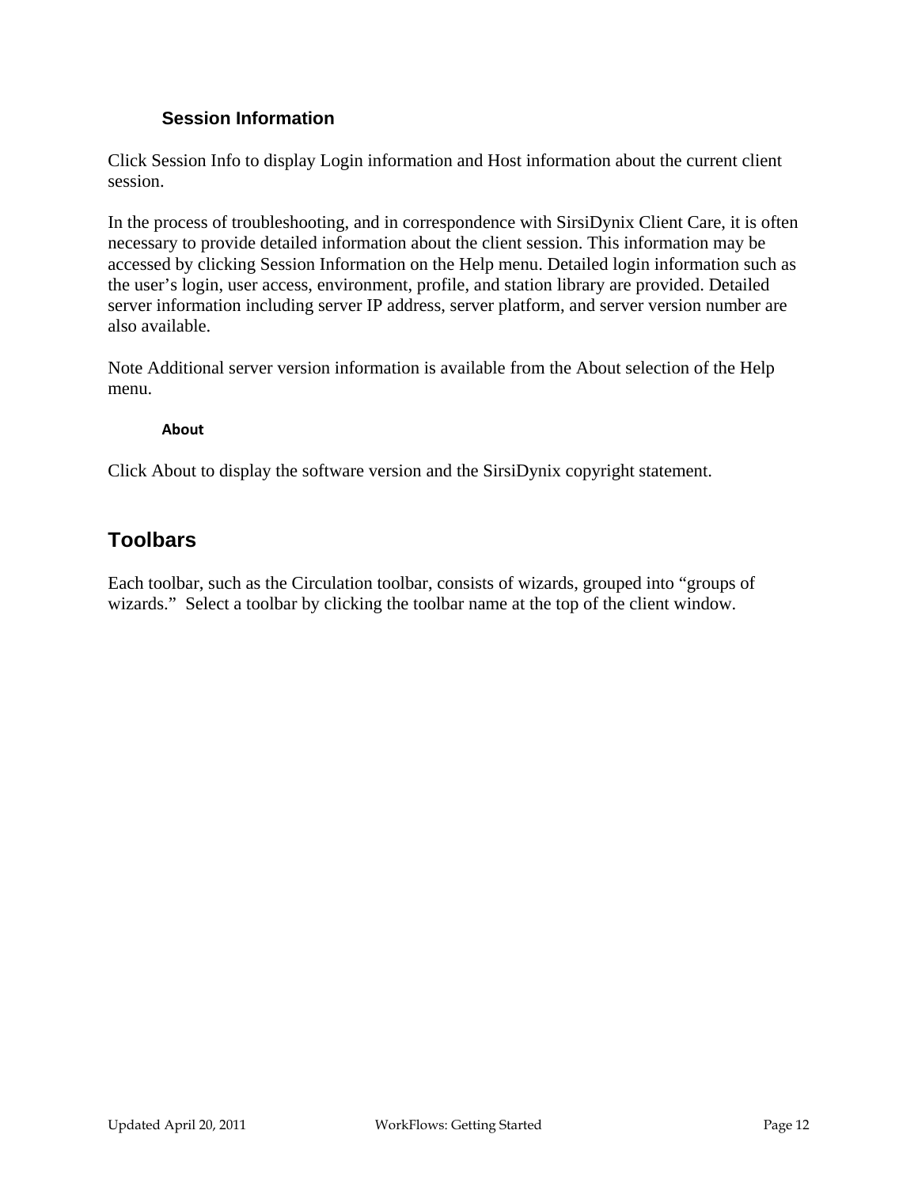### Session Information

Click Session Info to display Login information and Host information about the current client session.

In the process of troubleshooting, and in correspondence with SirsiDynix Client Care, it is often necessary to provide detailed information about the client session. This information may be accessed by clicking Session Information on the Help menu. Detailed login information such as the user's login, user access, environment, profile, and station library are provided. Detailed server information including server IP address, server platform, and server version number are also available.

Note Additional server version information is available from the About selection of the Help menu.

#### About

Click About to display the software version and the SirsiDynix copyright statement.

## Toolbars

Each toolbar, such as the Circulation toolbar, consists of wizards, grouped into "groups of wizards." Select a toolbar by clicking the toolbar name at the top of the client window.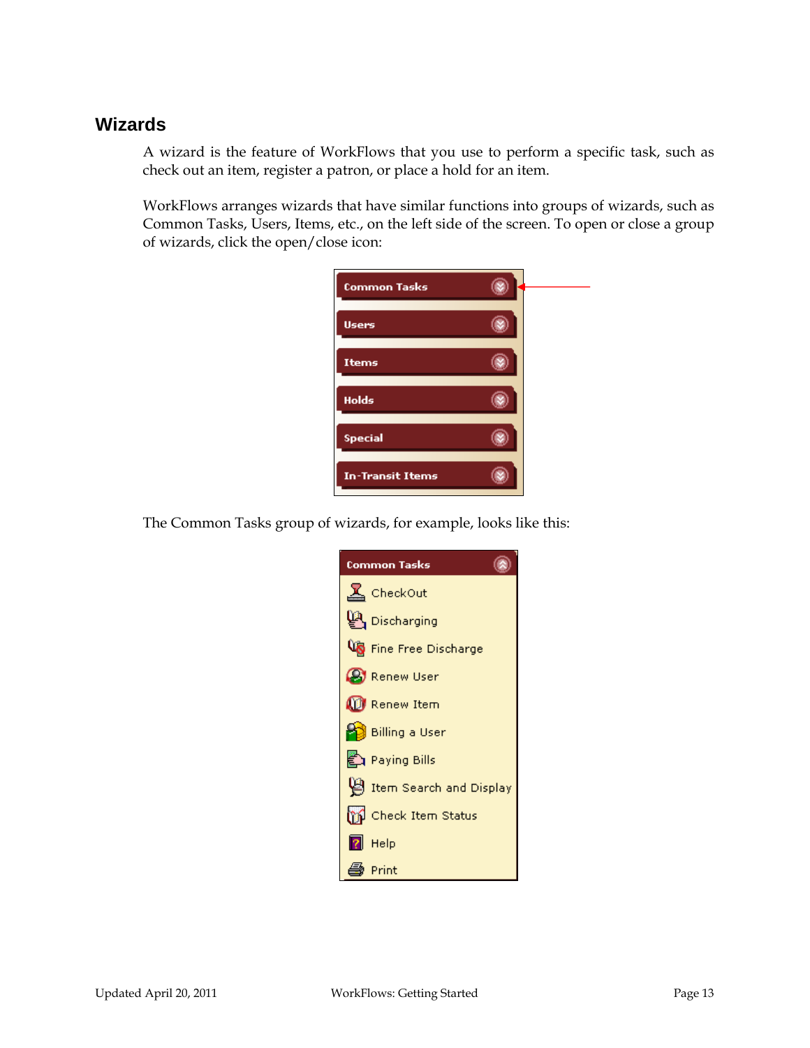## Wizards

A wizard is the feature of WorkFlows that you use to perform a specific task, such as check out an item, register a patron, or place a hold for an item.

WorkFlows arranges wizards that have similar functions into groups of wizards, such as Common Tasks, Users, Items, etc., on the left side of the screen. To open or close a group of wizards, click the open/close icon:

The Common Tasks group of wizards, for example, looks like this: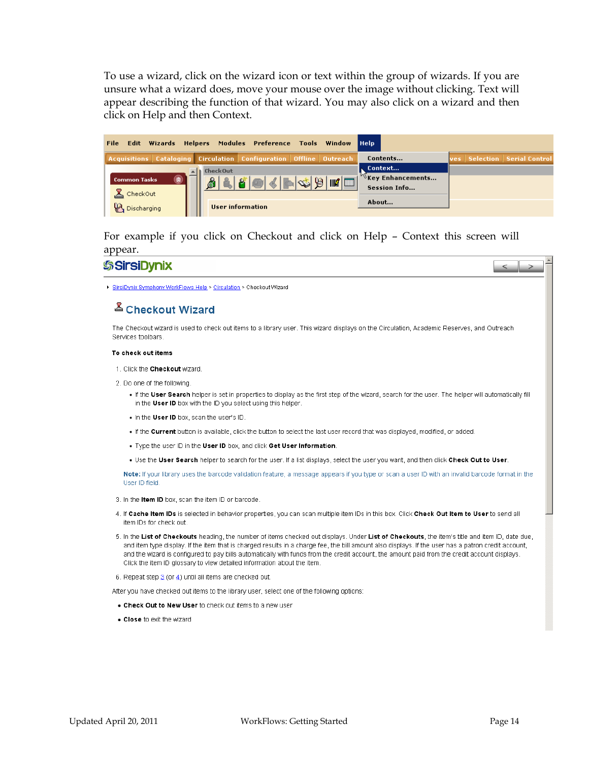To use a wizard, click on the wizard icon or text within the group of wizards. If you are unsure what a wizard does, move your mouse over the image without clicking. Text will appear describing the function of that wizard. You may also click on a wizard and then click on Help and then Context.

File Edit Wizards Helpers Modules Preference Tools Window Help

Acquisitions | Cataloging | Circulation | Configuration | Offline | Outreach | ves | Selection | Serial Control

Common Tasks

CheckOut

Discharging

CheckOut

User information

Contents...
Context...
Key Enhancements...
Session Info...
About...

For example if you click on Checkout and click on Help – Context this screen will appear.

SirsiDynix

SirsiDynix Symphony WorkFlows Help > Circulation > Checkout Wizard

## Checkout Wizard

The Checkout wizard is used to check out items to a library user. This wizard displays on the Circulation, Academic Reserves, and Outreach Services toolbars.

**To check out items**

1. Click the **Checkout** wizard.
2. Do one of the following.
   - If the **User Search** helper is set in properties to display as the first step of the wizard, search for the user. The helper will automatically fill in the **User ID** box with the ID you select using this helper.
   - In the **User ID** box, scan the user's ID.
   - If the **Current** button is available, click the button to select the last user record that was displayed, modified, or added.
   - Type the user ID in the **User ID** box, and click **Get User Information**.
   - Use the **User Search** helper to search for the user. If a list displays, select the user you want, and then click **Check Out to User**.

   **Note:** If your library uses the barcode validation feature, a message appears if you type or scan a user ID with an invalid barcode format in the User ID field.
3. In the **Item ID** box, scan the item ID or barcode.
4. If **Cache Item IDs** is selected in behavior properties, you can scan multiple item IDs in this box. Click **Check Out Item to User** to send all item IDs for check out.
5. In the **List of Checkouts** heading, the number of items checked out displays. Under **List of Checkouts**, the item's title and item ID, date due, and item type display. If the item that is charged results in a charge fee, the bill amount also displays. If the user has a patron credit account, and the wizard is configured to pay bills automatically with funds from the credit account, the amount paid from the credit account displays. Click the item ID glossary to view detailed information about the item.
6. Repeat step 3 (or 4) until all items are checked out.

After you have checked out items to the library user, select one of the following options:

- **Check Out to New User** to check out items to a new user
- **Close** to exit the wizard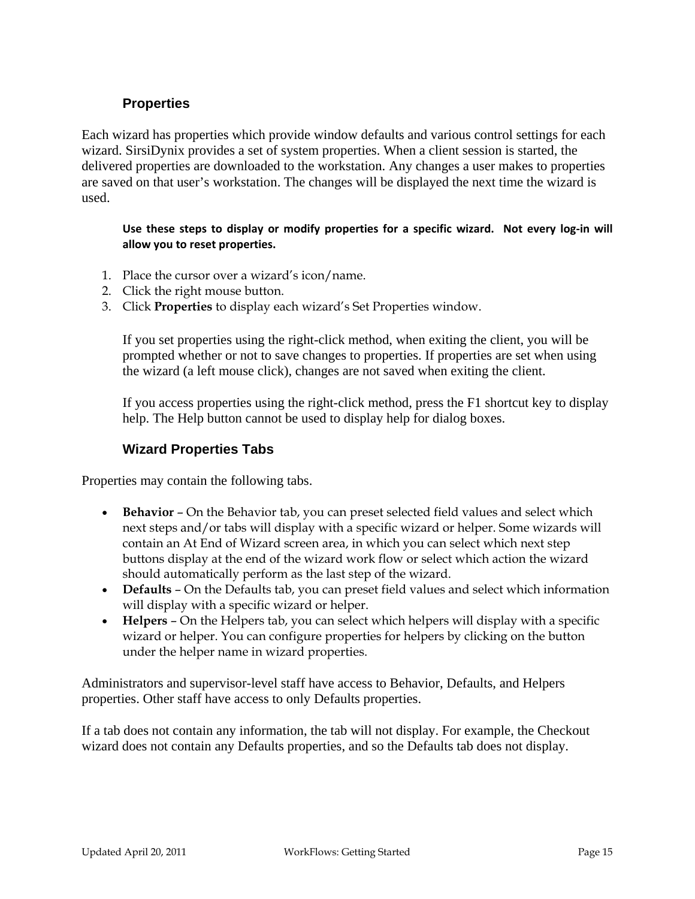### Properties

Each wizard has properties which provide window defaults and various control settings for each wizard. SirsiDynix provides a set of system properties. When a client session is started, the delivered properties are downloaded to the workstation. Any changes a user makes to properties are saved on that user's workstation. The changes will be displayed the next time the wizard is used.

**Use these steps to display or modify properties for a specific wizard. Not every log-in will allow you to reset properties.**

1. Place the cursor over a wizard's icon/name.
2. Click the right mouse button.
3. Click **Properties** to display each wizard's Set Properties window.

   If you set properties using the right-click method, when exiting the client, you will be prompted whether or not to save changes to properties. If properties are set when using the wizard (a left mouse click), changes are not saved when exiting the client.

   If you access properties using the right-click method, press the F1 shortcut key to display help. The Help button cannot be used to display help for dialog boxes.

### Wizard Properties Tabs

Properties may contain the following tabs.

- **Behavior** – On the Behavior tab, you can preset selected field values and select which next steps and/or tabs will display with a specific wizard or helper. Some wizards will contain an At End of Wizard screen area, in which you can select which next step buttons display at the end of the wizard work flow or select which action the wizard should automatically perform as the last step of the wizard.
- **Defaults** – On the Defaults tab, you can preset field values and select which information will display with a specific wizard or helper.
- **Helpers** – On the Helpers tab, you can select which helpers will display with a specific wizard or helper. You can configure properties for helpers by clicking on the button under the helper name in wizard properties.

Administrators and supervisor-level staff have access to Behavior, Defaults, and Helpers properties. Other staff have access to only Defaults properties.

If a tab does not contain any information, the tab will not display. For example, the Checkout wizard does not contain any Defaults properties, and so the Defaults tab does not display.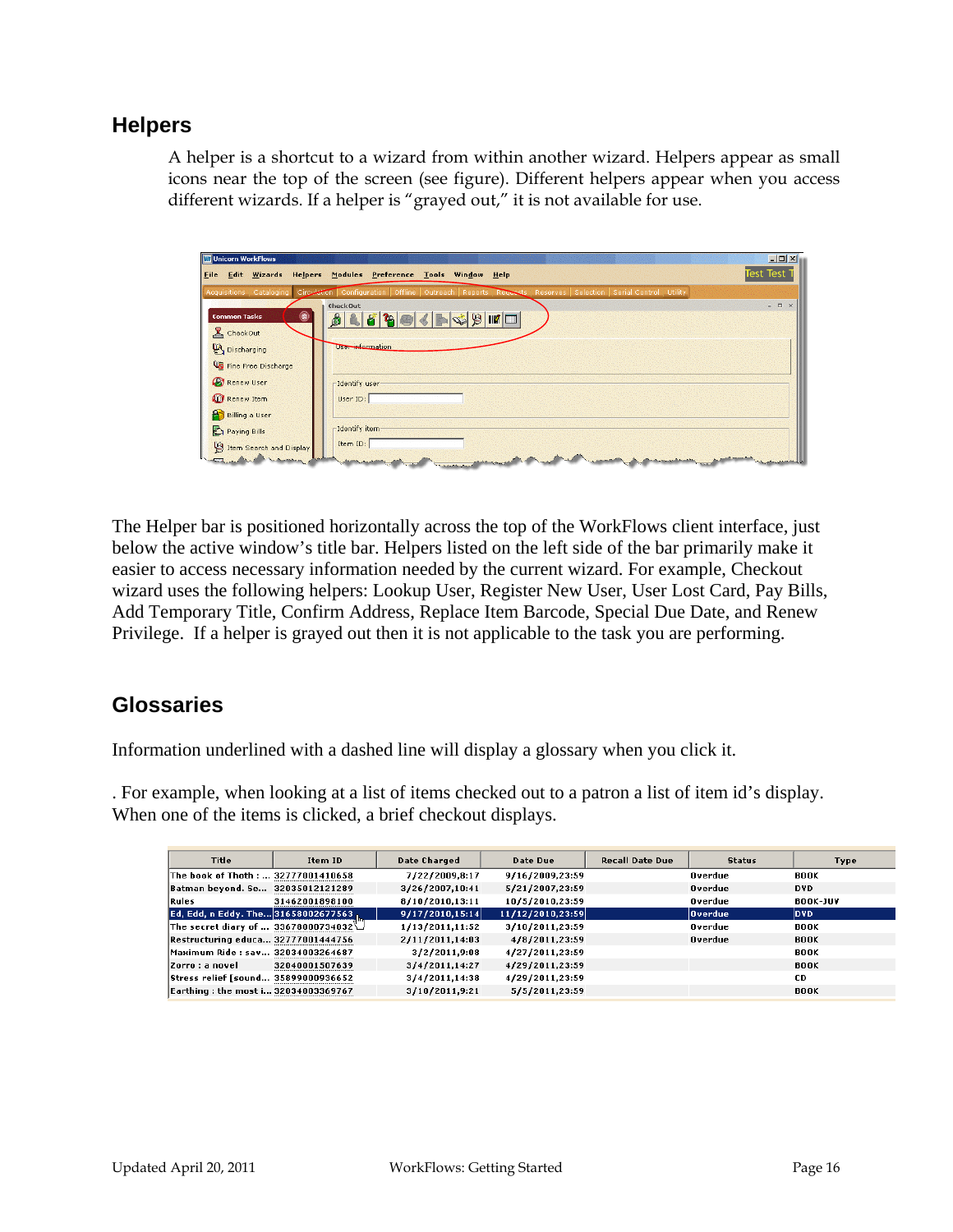## Helpers

A helper is a shortcut to a wizard from within another wizard. Helpers appear as small icons near the top of the screen (see figure). Different helpers appear when you access different wizards. If a helper is "grayed out," it is not available for use.

The Helper bar is positioned horizontally across the top of the WorkFlows client interface, just below the active window's title bar. Helpers listed on the left side of the bar primarily make it easier to access necessary information needed by the current wizard. For example, Checkout wizard uses the following helpers: Lookup User, Register New User, User Lost Card, Pay Bills, Add Temporary Title, Confirm Address, Replace Item Barcode, Special Due Date, and Renew Privilege. If a helper is grayed out then it is not applicable to the task you are performing.

## Glossaries

Information underlined with a dashed line will display a glossary when you click it.

. For example, when looking at a list of items checked out to a patron a list of item id's display. When one of the items is clicked, a brief checkout displays.

| Title | Item ID | Date Charged | Date Due | Recall Date Due | Status | Type |
|---|---|---|---|---|---|---|
| The book of Thoth : ... | 32777001410658 | 7/22/2009,8:17 | 9/16/2009,23:59 | | Overdue | BOOK |
| Batman beyond. Se... | 32035012121289 | 3/26/2007,10:41 | 5/21/2007,23:59 | | Overdue | DVD |
| Rules | 31462001898100 | 8/10/2010,13:11 | 10/5/2010,23:59 | | Overdue | BOOK-JUV |
| Ed, Edd, n Eddy. The... | 31658002677563 | 9/17/2010,15:14 | 11/12/2010,23:59 | | Overdue | DVD |
| The secret diary of ... | 33678000734032 | 1/13/2011,11:52 | 3/10/2011,23:59 | | Overdue | BOOK |
| Restructuring educa... | 32777001444756 | 2/11/2011,14:03 | 4/8/2011,23:59 | | Overdue | BOOK |
| Maximum Ride : sav... | 32034003264687 | 3/2/2011,9:08 | 4/27/2011,23:59 | | | BOOK |
| Zorro : a novel | 32040001507639 | 3/4/2011,14:27 | 4/29/2011,23:59 | | | BOOK |
| Stress relief [sound... | 35899000936652 | 3/4/2011,14:38 | 4/29/2011,23:59 | | | CD |
| Earthing : the most i... | 32034003369767 | 3/10/2011,9:21 | 5/5/2011,23:59 | | | BOOK |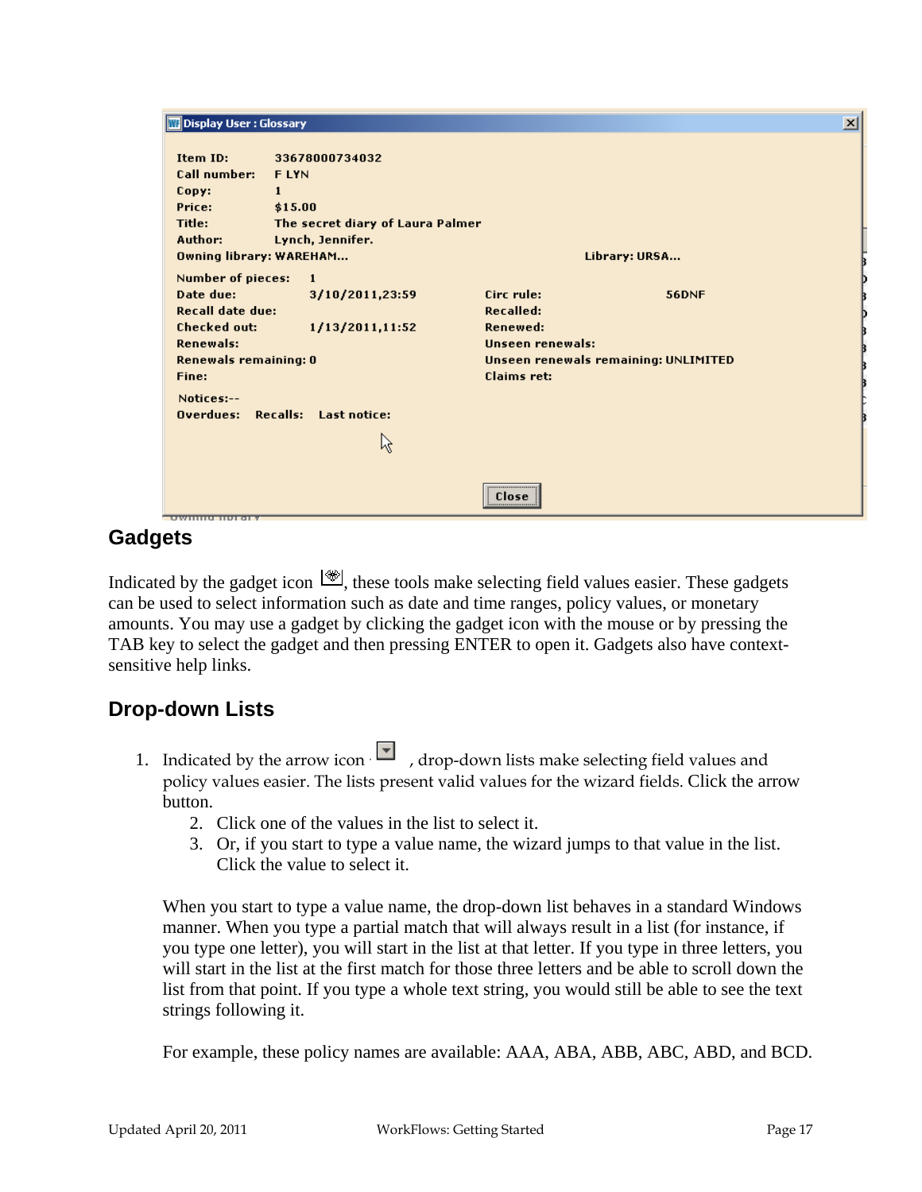**Display User : Glossary**

Item ID: 33678000734032
Call number: F LYN
Copy: 1
Price: $15.00
Title: The secret diary of Laura Palmer
Author: Lynch, Jennifer.
Owning library: WAREHAM... Library: URSA...

Number of pieces: 1
Date due: 3/10/2011,23:59 Circ rule: 56DNF
Recall date due: Recalled:
Checked out: 1/13/2011,11:52 Renewed:
Renewals: Unseen renewals:
Renewals remaining: 0 Unseen renewals remaining: UNLIMITED
Fine: Claims ret:

Notices:--
Overdues: Recalls: Last notice:

Close

## Gadgets

Indicated by the gadget icon, these tools make selecting field values easier. These gadgets can be used to select information such as date and time ranges, policy values, or monetary amounts. You may use a gadget by clicking the gadget icon with the mouse or by pressing the TAB key to select the gadget and then pressing ENTER to open it. Gadgets also have context-sensitive help links.

## Drop-down Lists

1. Indicated by the arrow icon, drop-down lists make selecting field values and policy values easier. The lists present valid values for the wizard fields. Click the arrow button.
    2. Click one of the values in the list to select it.
    3. Or, if you start to type a value name, the wizard jumps to that value in the list. Click the value to select it.

When you start to type a value name, the drop-down list behaves in a standard Windows manner. When you type a partial match that will always result in a list (for instance, if you type one letter), you will start in the list at that letter. If you type in three letters, you will start in the list at the first match for those three letters and be able to scroll down the list from that point. If you type a whole text string, you would still be able to see the text strings following it.

For example, these policy names are available: AAA, ABA, ABB, ABC, ABD, and BCD.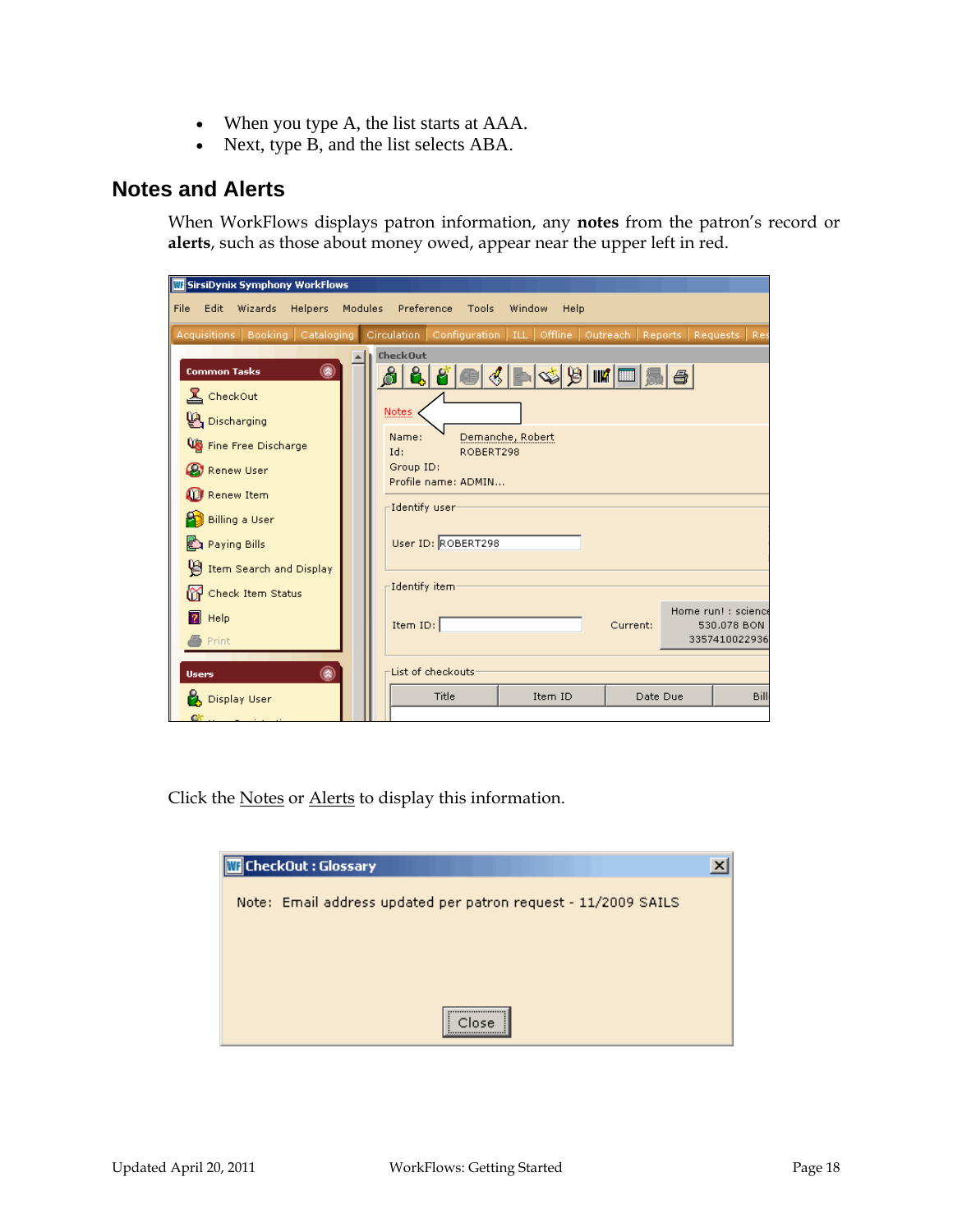- When you type A, the list starts at AAA.
- Next, type B, and the list selects ABA.

## Notes and Alerts

When WorkFlows displays patron information, any **notes** from the patron's record or **alerts**, such as those about money owed, appear near the upper left in red.

Click the Notes or Alerts to display this information.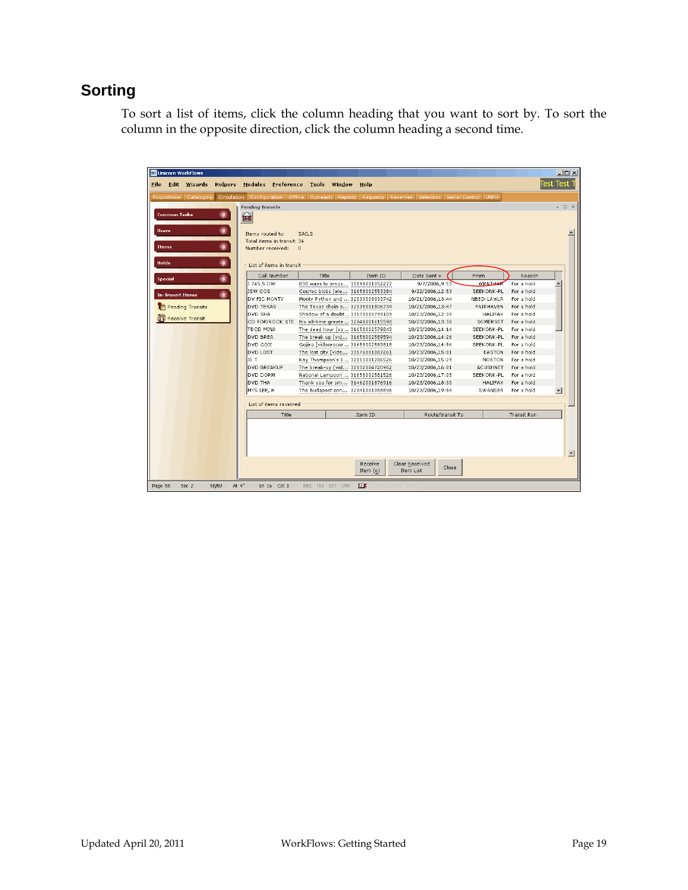## Sorting

To sort a list of items, click the column heading that you want to sort by. To sort the column in the opposite direction, click the column heading a second time.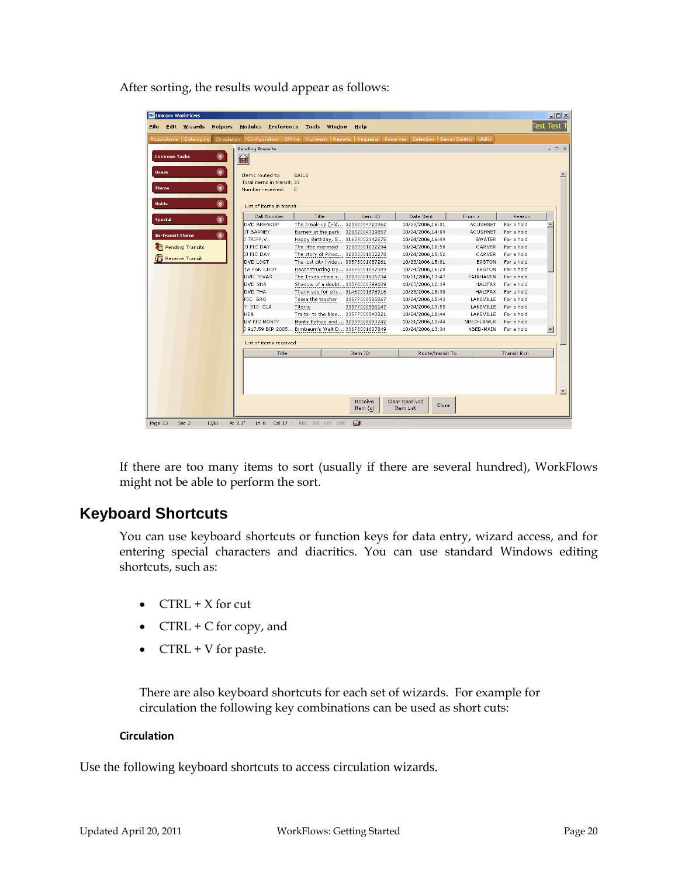After sorting, the results would appear as follows:

If there are too many items to sort (usually if there are several hundred), WorkFlows might not be able to perform the sort.

## Keyboard Shortcuts

You can use keyboard shortcuts or function keys for data entry, wizard access, and for entering special characters and diacritics. You can use standard Windows editing shortcuts, such as:

- CTRL + X for cut
- CTRL + C for copy, and
- CTRL + V for paste.

There are also keyboard shortcuts for each set of wizards. For example for circulation the following key combinations can be used as short cuts:

#### Circulation

Use the following keyboard shortcuts to access circulation wizards.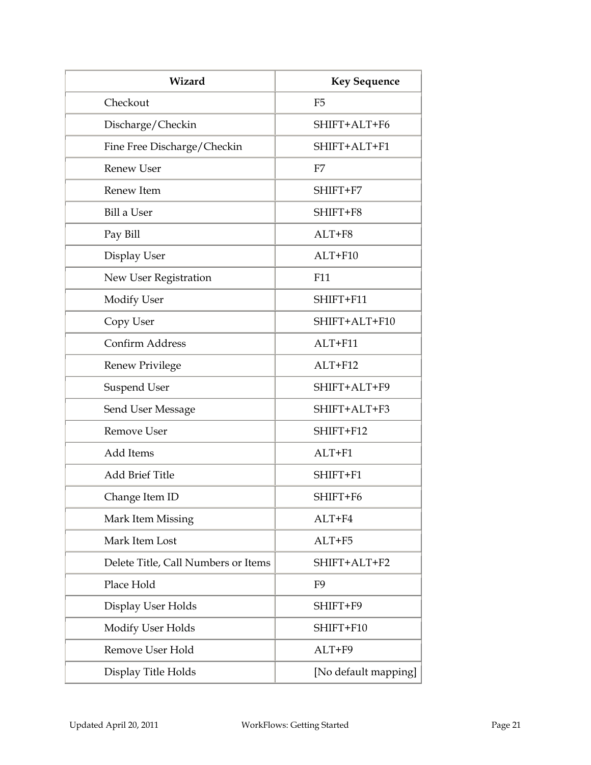| Wizard | Key Sequence |
| --- | --- |
| Checkout | F5 |
| Discharge/Checkin | SHIFT+ALT+F6 |
| Fine Free Discharge/Checkin | SHIFT+ALT+F1 |
| Renew User | F7 |
| Renew Item | SHIFT+F7 |
| Bill a User | SHIFT+F8 |
| Pay Bill | ALT+F8 |
| Display User | ALT+F10 |
| New User Registration | F11 |
| Modify User | SHIFT+F11 |
| Copy User | SHIFT+ALT+F10 |
| Confirm Address | ALT+F11 |
| Renew Privilege | ALT+F12 |
| Suspend User | SHIFT+ALT+F9 |
| Send User Message | SHIFT+ALT+F3 |
| Remove User | SHIFT+F12 |
| Add Items | ALT+F1 |
| Add Brief Title | SHIFT+F1 |
| Change Item ID | SHIFT+F6 |
| Mark Item Missing | ALT+F4 |
| Mark Item Lost | ALT+F5 |
| Delete Title, Call Numbers or Items | SHIFT+ALT+F2 |
| Place Hold | F9 |
| Display User Holds | SHIFT+F9 |
| Modify User Holds | SHIFT+F10 |
| Remove User Hold | ALT+F9 |
| Display Title Holds | [No default mapping] |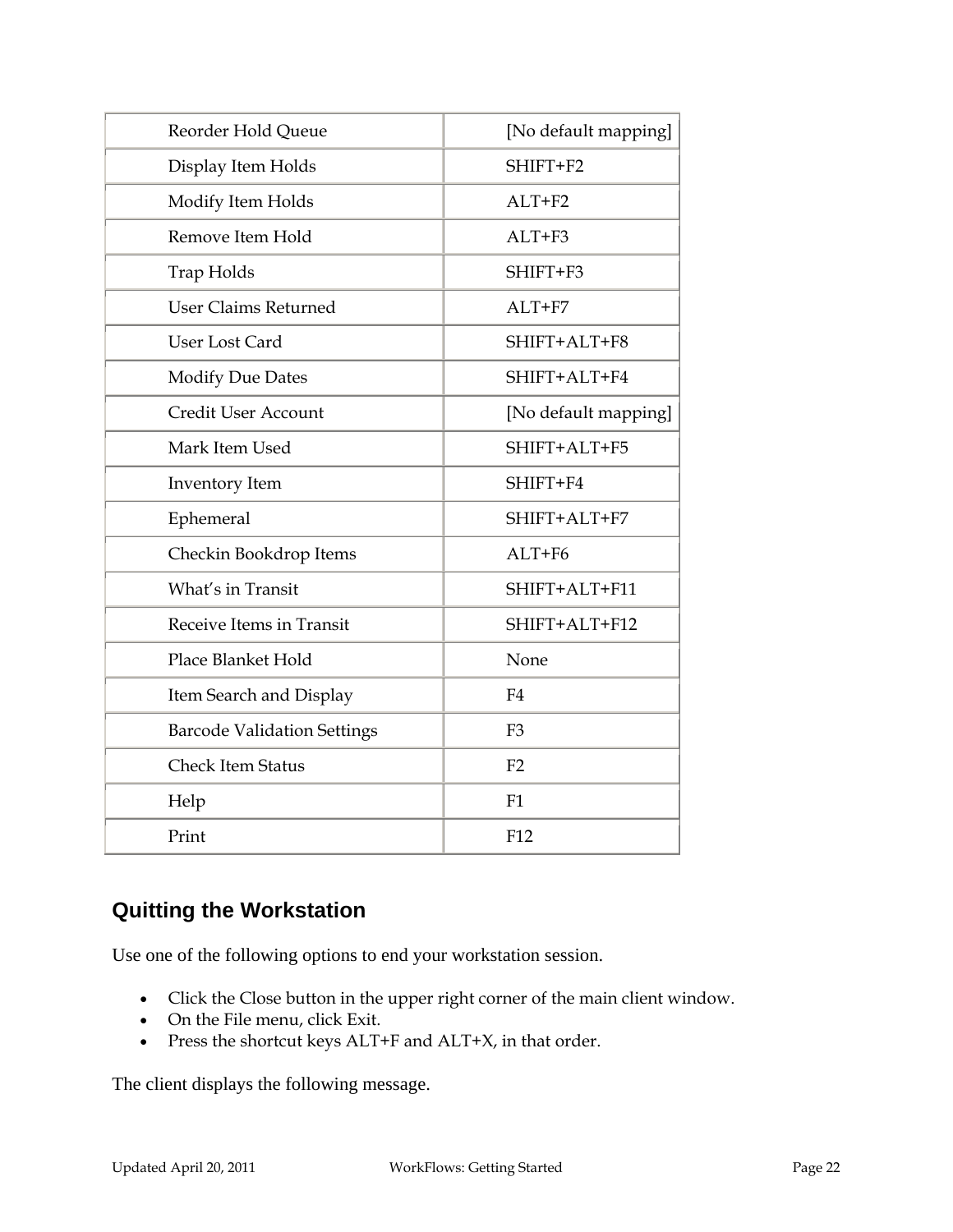| Reorder Hold Queue | [No default mapping] |
|---|---|
| Display Item Holds | SHIFT+F2 |
| Modify Item Holds | ALT+F2 |
| Remove Item Hold | ALT+F3 |
| Trap Holds | SHIFT+F3 |
| User Claims Returned | ALT+F7 |
| User Lost Card | SHIFT+ALT+F8 |
| Modify Due Dates | SHIFT+ALT+F4 |
| Credit User Account | [No default mapping] |
| Mark Item Used | SHIFT+ALT+F5 |
| Inventory Item | SHIFT+F4 |
| Ephemeral | SHIFT+ALT+F7 |
| Checkin Bookdrop Items | ALT+F6 |
| What's in Transit | SHIFT+ALT+F11 |
| Receive Items in Transit | SHIFT+ALT+F12 |
| Place Blanket Hold | None |
| Item Search and Display | F4 |
| Barcode Validation Settings | F3 |
| Check Item Status | F2 |
| Help | F1 |
| Print | F12 |

## Quitting the Workstation

Use one of the following options to end your workstation session.

- Click the Close button in the upper right corner of the main client window.
- On the File menu, click Exit.
- Press the shortcut keys ALT+F and ALT+X, in that order.

The client displays the following message.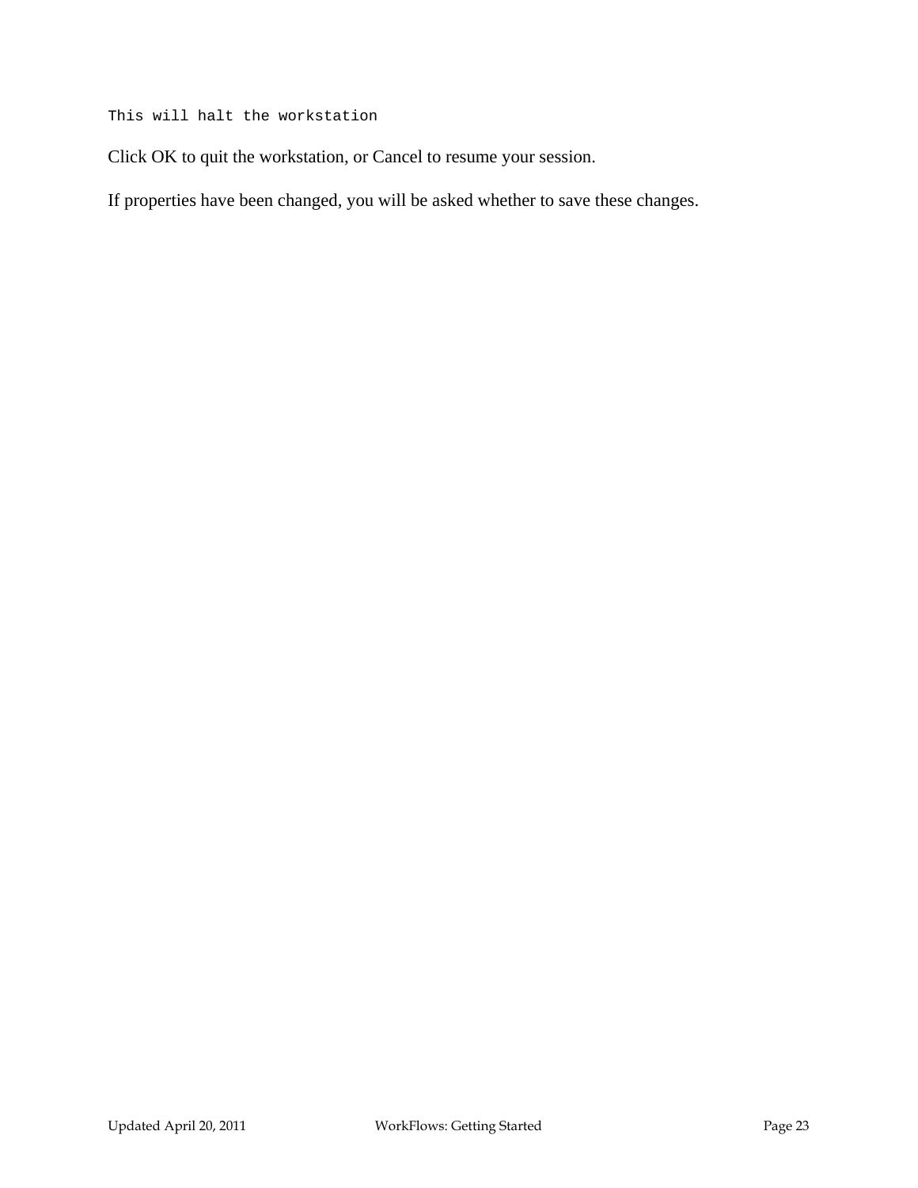```
This will halt the workstation
```

Click OK to quit the workstation, or Cancel to resume your session.

If properties have been changed, you will be asked whether to save these changes.